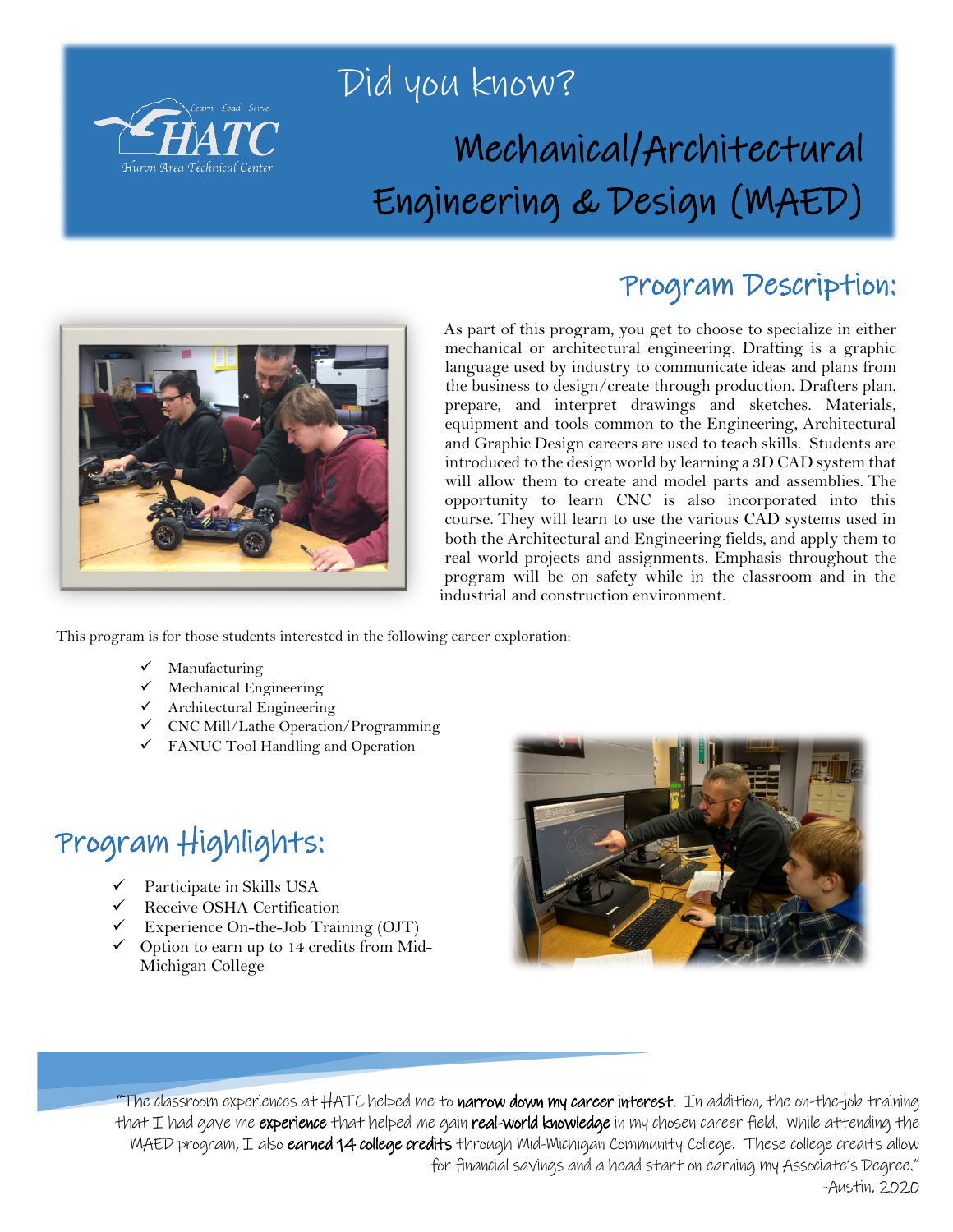HATC Huron Area Technical Center — Learn Lead Serve

# Did you know?

# Mechanical/Architectural Engineering & Design (MAED)

## Program Description:

As part of this program, you get to choose to specialize in either mechanical or architectural engineering. Drafting is a graphic language used by industry to communicate ideas and plans from the business to design/create through production. Drafters plan, prepare, and interpret drawings and sketches. Materials, equipment and tools common to the Engineering, Architectural and Graphic Design careers are used to teach skills. Students are introduced to the design world by learning a 3D CAD system that will allow them to create and model parts and assemblies. The opportunity to learn CNC is also incorporated into this course. They will learn to use the various CAD systems used in both the Architectural and Engineering fields, and apply them to real world projects and assignments. Emphasis throughout the program will be on safety while in the classroom and in the industrial and construction environment.

This program is for those students interested in the following career exploration:

- ✓ Manufacturing
- ✓ Mechanical Engineering
- ✓ Architectural Engineering
- ✓ CNC Mill/Lathe Operation/Programming
- ✓ FANUC Tool Handling and Operation

## Program Highlights:

- ✓ Participate in Skills USA
- ✓ Receive OSHA Certification
- ✓ Experience On-the-Job Training (OJT)
- ✓ Option to earn up to 14 credits from Mid-Michigan College

"The classroom experiences at HATC helped me to **narrow down my career interest**. In addition, the on-the-job training that I had gave me **experience** that helped me gain **real-world knowledge** in my chosen career field. While attending the MAED program, I also **earned 14 college credits** through Mid-Michigan Community College. These college credits allow for financial savings and a head start on earning my Associate's Degree."

-Austin, 2020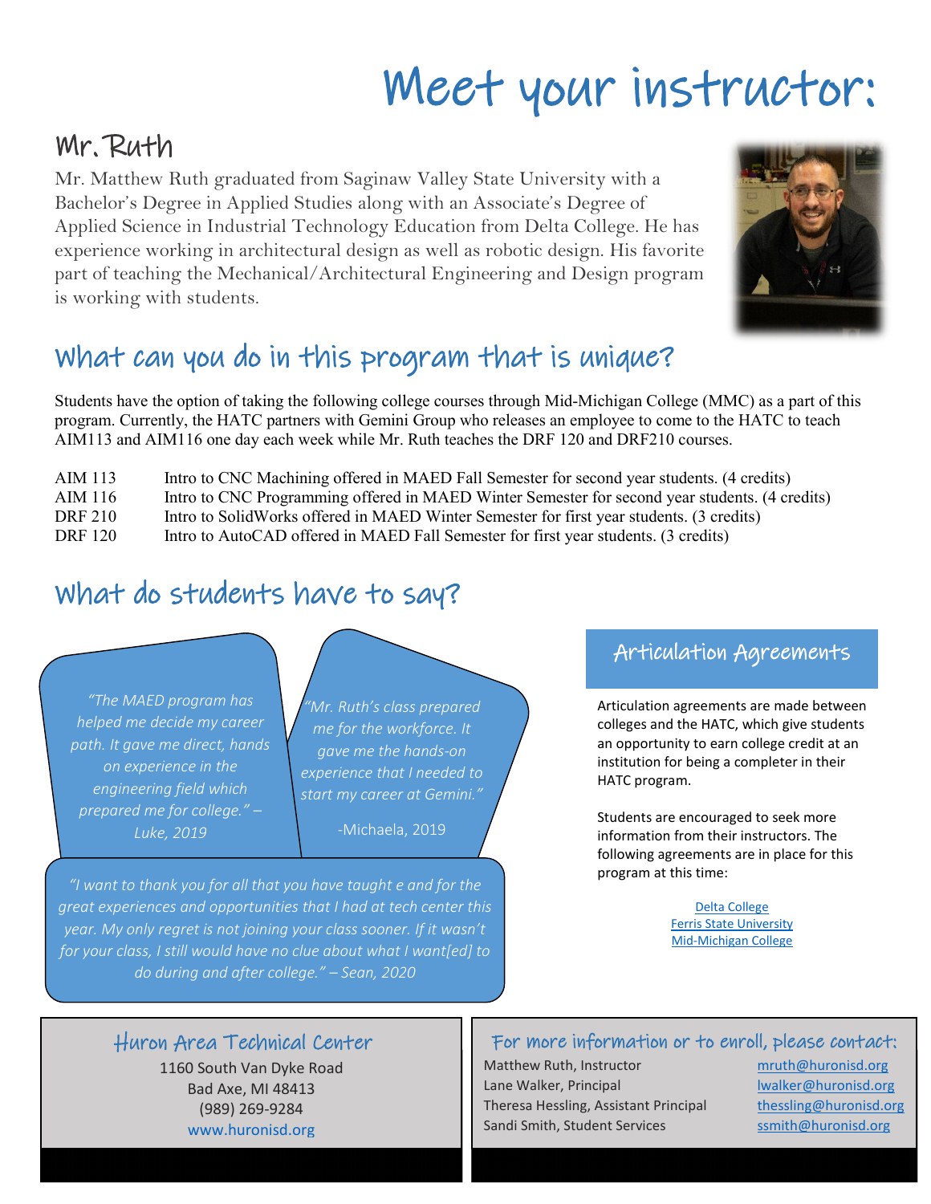# Meet your instructor:

## Mr. Ruth

Mr. Matthew Ruth graduated from Saginaw Valley State University with a Bachelor's Degree in Applied Studies along with an Associate's Degree of Applied Science in Industrial Technology Education from Delta College. He has experience working in architectural design as well as robotic design. His favorite part of teaching the Mechanical/Architectural Engineering and Design program is working with students.

## What can you do in this program that is unique?

Students have the option of taking the following college courses through Mid-Michigan College (MMC) as a part of this program. Currently, the HATC partners with Gemini Group who releases an employee to come to the HATC to teach AIM113 and AIM116 one day each week while Mr. Ruth teaches the DRF 120 and DRF210 courses.

| | |
|---|---|
| AIM 113 | Intro to CNC Machining offered in MAED Fall Semester for second year students. (4 credits) |
| AIM 116 | Intro to CNC Programming offered in MAED Winter Semester for second year students. (4 credits) |
| DRF 210 | Intro to SolidWorks offered in MAED Winter Semester for first year students. (3 credits) |
| DRF 120 | Intro to AutoCAD offered in MAED Fall Semester for first year students. (3 credits) |

## What do students have to say?

*"The MAED program has helped me decide my career path. It gave me direct, hands on experience in the engineering field which prepared me for college." – Luke, 2019*

*"Mr. Ruth's class prepared me for the workforce. It gave me the hands-on experience that I needed to start my career at Gemini."*

-Michaela, 2019

*"I want to thank you for all that you have taught e and for the great experiences and opportunities that I had at tech center this year. My only regret is not joining your class sooner. If it wasn't for your class, I still would have no clue about what I want[ed] to do during and after college." – Sean, 2020*

### Articulation Agreements

Articulation agreements are made between colleges and the HATC, which give students an opportunity to earn college credit at an institution for being a completer in their HATC program.

Students are encouraged to seek more information from their instructors. The following agreements are in place for this program at this time:

Delta College
Ferris State University
Mid-Michigan College

### Huron Area Technical Center

1160 South Van Dyke Road
Bad Axe, MI 48413
(989) 269-9284
www.huronisd.org

### For more information or to enroll, please contact:

| | |
|---|---|
| Matthew Ruth, Instructor | mruth@huronisd.org |
| Lane Walker, Principal | lwalker@huronisd.org |
| Theresa Hessling, Assistant Principal | thessling@huronisd.org |
| Sandi Smith, Student Services | ssmith@huronisd.org |